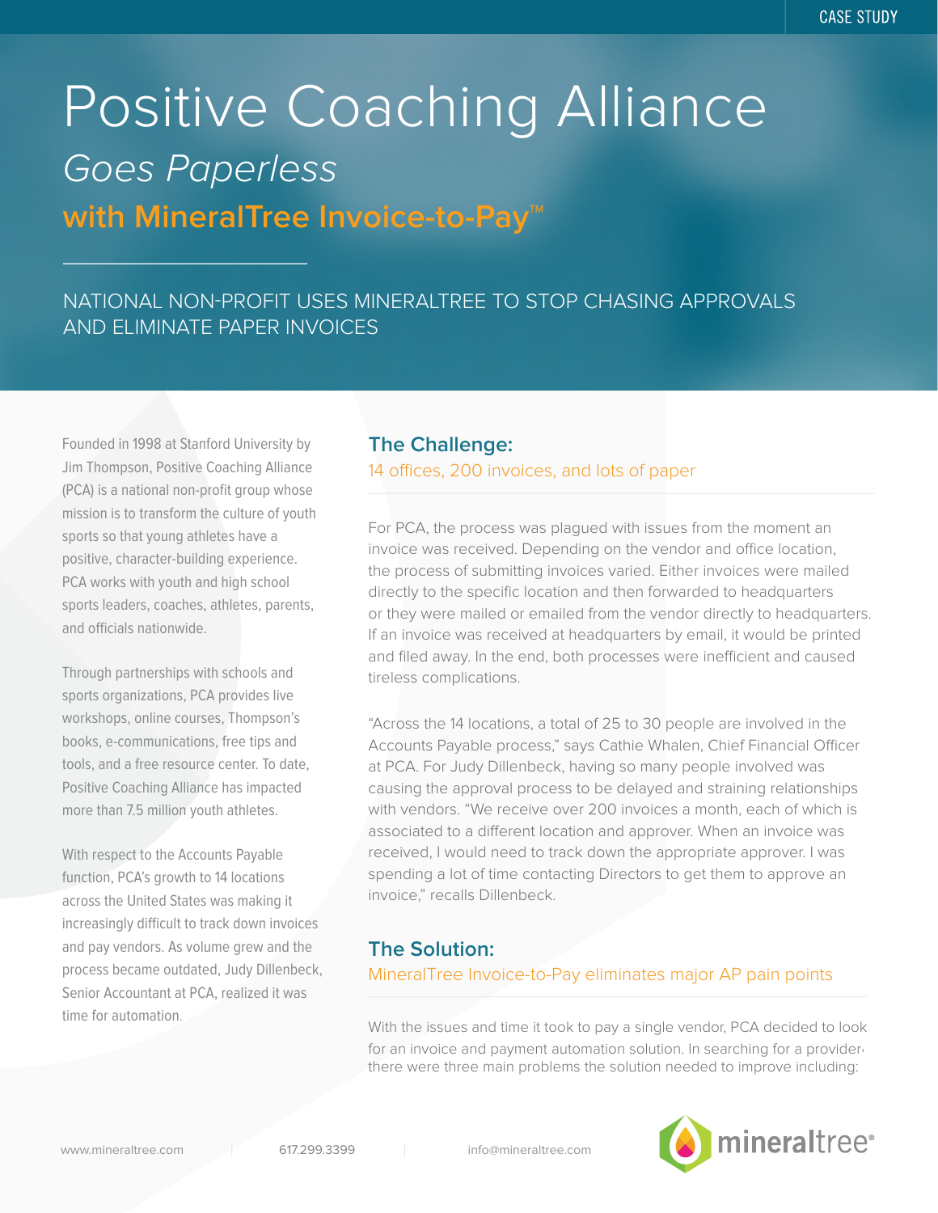# Positive Coaching Alliance

*Goes Paperless*

## with MineralTree Invoice-to-Pay™

NATIONAL NON-PROFIT USES MINERALTREE TO STOP CHASING APPROVALS AND ELIMINATE PAPER INVOICES

Founded in 1998 at Stanford University by Jim Thompson, Positive Coaching Alliance (PCA) is a national non-profit group whose mission is to transform the culture of youth sports so that young athletes have a positive, character-building experience. PCA works with youth and high school sports leaders, coaches, athletes, parents, and officials nationwide.

Through partnerships with schools and sports organizations, PCA provides live workshops, online courses, Thompson's books, e-communications, free tips and tools, and a free resource center. To date, Positive Coaching Alliance has impacted more than 7.5 million youth athletes.

With respect to the Accounts Payable function, PCA's growth to 14 locations across the United States was making it increasingly difficult to track down invoices and pay vendors. As volume grew and the process became outdated, Judy Dillenbeck, Senior Accountant at PCA, realized it was time for automation.

## The Challenge:

14 offices, 200 invoices, and lots of paper

For PCA, the process was plagued with issues from the moment an invoice was received. Depending on the vendor and office location, the process of submitting invoices varied. Either invoices were mailed directly to the specific location and then forwarded to headquarters or they were mailed or emailed from the vendor directly to headquarters. If an invoice was received at headquarters by email, it would be printed and filed away. In the end, both processes were inefficient and caused tireless complications.

"Across the 14 locations, a total of 25 to 30 people are involved in the Accounts Payable process," says Cathie Whalen, Chief Financial Officer at PCA. For Judy Dillenbeck, having so many people involved was causing the approval process to be delayed and straining relationships with vendors. "We receive over 200 invoices a month, each of which is associated to a different location and approver. When an invoice was received, I would need to track down the appropriate approver. I was spending a lot of time contacting Directors to get them to approve an invoice," recalls Dillenbeck.

## The Solution:

MineralTree Invoice-to-Pay eliminates major AP pain points

With the issues and time it took to pay a single vendor, PCA decided to look for an invoice and payment automation solution. In searching for a provider, there were three main problems the solution needed to improve including: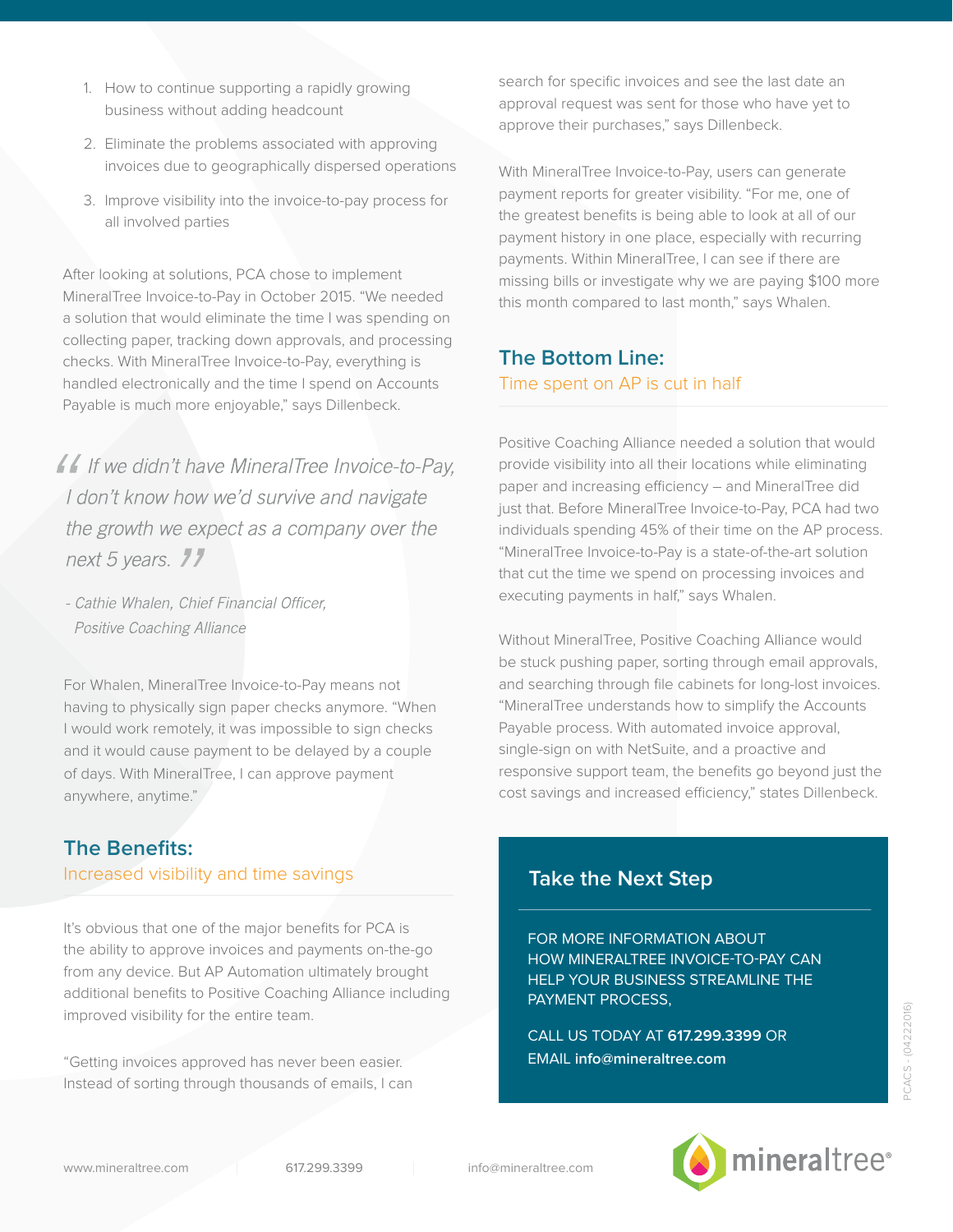1. How to continue supporting a rapidly growing business without adding headcount
2. Eliminate the problems associated with approving invoices due to geographically dispersed operations
3. Improve visibility into the invoice-to-pay process for all involved parties

After looking at solutions, PCA chose to implement MineralTree Invoice-to-Pay in October 2015. "We needed a solution that would eliminate the time I was spending on collecting paper, tracking down approvals, and processing checks. With MineralTree Invoice-to-Pay, everything is handled electronically and the time I spend on Accounts Payable is much more enjoyable," says Dillenbeck.

> *"If we didn't have MineralTree Invoice-to-Pay, I don't know how we'd survive and navigate the growth we expect as a company over the next 5 years."*
>
> *- Cathie Whalen, Chief Financial Officer, Positive Coaching Alliance*

For Whalen, MineralTree Invoice-to-Pay means not having to physically sign paper checks anymore. "When I would work remotely, it was impossible to sign checks and it would cause payment to be delayed by a couple of days. With MineralTree, I can approve payment anywhere, anytime."

## The Benefits:

### Increased visibility and time savings

It's obvious that one of the major benefits for PCA is the ability to approve invoices and payments on-the-go from any device. But AP Automation ultimately brought additional benefits to Positive Coaching Alliance including improved visibility for the entire team.

"Getting invoices approved has never been easier. Instead of sorting through thousands of emails, I can search for specific invoices and see the last date an approval request was sent for those who have yet to approve their purchases," says Dillenbeck.

With MineralTree Invoice-to-Pay, users can generate payment reports for greater visibility. "For me, one of the greatest benefits is being able to look at all of our payment history in one place, especially with recurring payments. Within MineralTree, I can see if there are missing bills or investigate why we are paying $100 more this month compared to last month," says Whalen.

## The Bottom Line:

### Time spent on AP is cut in half

Positive Coaching Alliance needed a solution that would provide visibility into all their locations while eliminating paper and increasing efficiency – and MineralTree did just that. Before MineralTree Invoice-to-Pay, PCA had two individuals spending 45% of their time on the AP process. "MineralTree Invoice-to-Pay is a state-of-the-art solution that cut the time we spend on processing invoices and executing payments in half," says Whalen.

Without MineralTree, Positive Coaching Alliance would be stuck pushing paper, sorting through email approvals, and searching through file cabinets for long-lost invoices. "MineralTree understands how to simplify the Accounts Payable process. With automated invoice approval, single-sign on with NetSuite, and a proactive and responsive support team, the benefits go beyond just the cost savings and increased efficiency," states Dillenbeck.

## Take the Next Step

FOR MORE INFORMATION ABOUT HOW MINERALTREE INVOICE-TO-PAY CAN HELP YOUR BUSINESS STREAMLINE THE PAYMENT PROCESS,

CALL US TODAY AT **617.299.3399** OR EMAIL **info@mineraltree.com**

PCACS - (04222016)

www.mineraltree.com | 617.299.3399 | info@mineraltree.com

mineraltree®